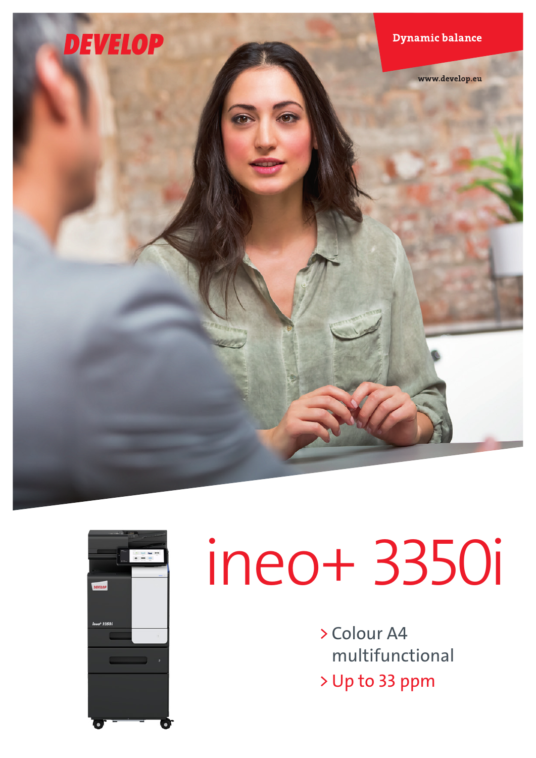DEVELOP

Dynamic balance

www.develop.eu

# ineo+ 3350i

- > Colour A4 multifunctional
- > Up to 33 ppm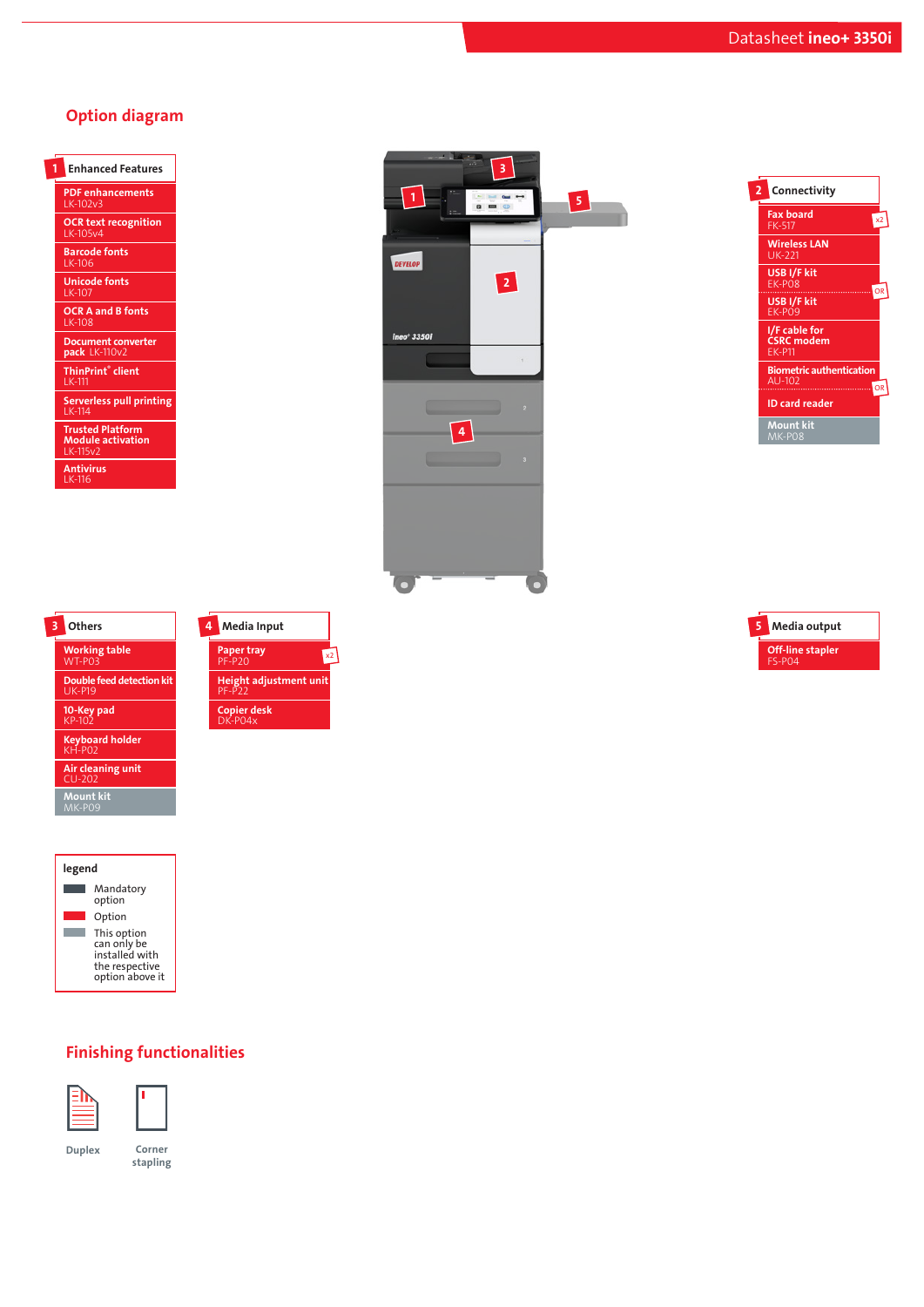## Option diagram

### 1 Enhanced Features

- PDF enhancements LK-102v3
- OCR text recognition LK-105v4
- Barcode fonts LK-106
- Unicode fonts LK-107
- OCR A and B fonts LK-108
- Document converter pack LK-110v2
- ThinPrint® client LK-111
- Serverless pull printing LK-114
- Trusted Platform Module activation LK-115v2
- Antivirus LK-116

### 2 Connectivity

- Fax board FK-517 (x2)
- Wireless LAN UK-221
- USB I/F kit EK-P08
- OR
- USB I/F kit EK-P09
- I/F cable for CSRC modem EK-P11
- Biometric authentication AU-102
- OR
- ID card reader
- Mount kit MK-P08

### 3 Others

- Working table WT-P03
- Double feed detection kit UK-P19
- 10-Key pad KP-102
- Keyboard holder KH-P02
- Air cleaning unit CU-202
- Mount kit MK-P09

### 4 Media Input

- Paper tray PF-P20 (x2)
- Height adjustment unit PF-P22
- Copier desk DK-P04x

### 5 Media output

- Off-line stapler FS-P04

### legend

- Mandatory option
- Option
- This option can only be installed with the respective option above it

## Finishing functionalities

- Duplex
- Corner stapling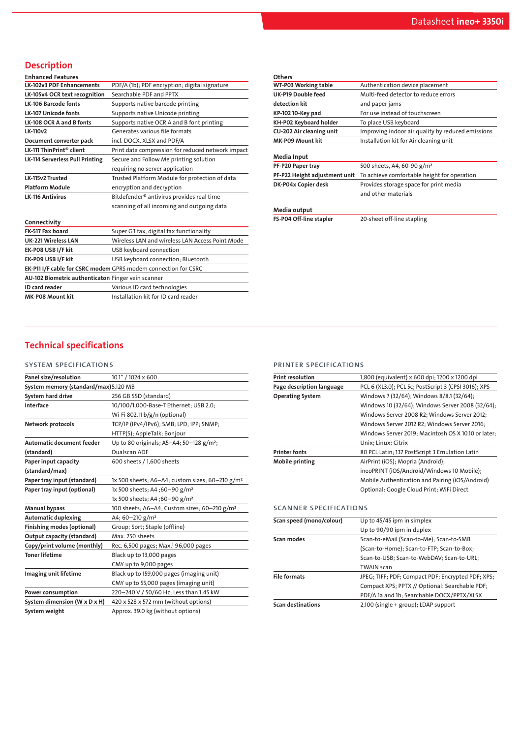## Description

### Enhanced Features

| | |
|---|---|
| **LK-102v3 PDF Enhancements** | PDF/A (1b); PDF encryption; digital signature |
| **LK-105v4 OCR text recognition** | Searchable PDF and PPTX |
| **LK-106 Barcode fonts** | Supports native barcode printing |
| **LK-107 Unicode fonts** | Supports native Unicode printing |
| **LK-108 OCR A and B fonts** | Supports native OCR A and B font printing |
| **LK-110v2 Document converter pack** | Generates various file formats incl. DOCX, XLSX and PDF/A |
| **LK-111 ThinPrint® client** | Print data compression for reduced network impact |
| **LK-114 Serverless Pull Printing** | Secure and Follow Me printing solution requiring no server application |
| **LK-115v2 Trusted Platform Module** | Trusted Platform Module for protection of data encryption and decryption |
| **LK-116 Antivirus** | Bitdefender® antivirus provides real time scanning of all incoming and outgoing data |

### Connectivity

| | |
|---|---|
| **FK-517 Fax board** | Super G3 fax, digital fax functionality |
| **UK-221 Wireless LAN** | Wireless LAN and wireless LAN Access Point Mode |
| **EK-P08 USB I/F kit** | USB keyboard connection |
| **EK-P09 USB I/F kit** | USB keyboard connection; Bluetooth |
| **EK-P11 I/F cable for CSRC modem** | GPRS modem connection for CSRC |
| **AU-102 Biometric authenticaton** | Finger vein scanner |
| **ID card reader** | Various ID card technologies |
| **MK-P08 Mount kit** | Installation kit for ID card reader |

### Others

| | |
|---|---|
| **WT-P03 Working table** | Authentication device placement |
| **UK-P19 Double feed detection kit** | Multi-feed detector to reduce errors and paper jams |
| **KP-102 10-Key pad** | For use instead of touchscreen |
| **KH-P02 Keyboard holder** | To place USB keyboard |
| **CU-202 Air cleaning unit** | Improving indoor air quality by reduced emissions |
| **MK-P09 Mount kit** | Installation kit for Air cleaning unit |

### Media Input

| | |
|---|---|
| **PF-P20 Paper tray** | 500 sheets, A4, 60-90 g/m² |
| **PF-P22 Height adjustment unit** | To achieve comfortable height for operation |
| **DK-P04x Copier desk** | Provides storage space for print media and other materials |

### Media output

| | |
|---|---|
| **FS-P04 Off-line stapler** | 20-sheet off-line stapling |

## Technical specifications

### SYSTEM SPECIFICATIONS

| | |
|---|---|
| **Panel size/resolution** | 10.1" / 1024 x 600 |
| **System memory (standard/max)** | 5,120 MB |
| **System hard drive** | 256 GB SSD (standard) |
| **Interface** | 10/100/1,000-Base-T Ethernet; USB 2.0; Wi-Fi 802.11 b/g/n (optional) |
| **Network protocols** | TCP/IP (IPv4/IPv6); SMB; LPD; IPP; SNMP; HTTP(S); AppleTalk; Bonjour |
| **Automatic document feeder (standard)** | Up to 80 originals; A5–A4; 50–128 g/m²; Dualscan ADF |
| **Paper input capacity (standard/max)** | 600 sheets / 1,600 sheets |
| **Paper tray input (standard)** | 1x 500 sheets; A6–A4; custom sizes; 60–210 g/m² |
| **Paper tray input (optional)** | 1x 500 sheets; A4 ;60–90 g/m²<br>1x 500 sheets; A4 ;60–90 g/m² |
| **Manual bypass** | 100 sheets; A6–A4; Custom sizes; 60–210 g/m² |
| **Automatic duplexing** | A4; 60–210 g/m² |
| **Finishing modes (optional)** | Group; Sort; Staple (offline) |
| **Output capacity (standard)** | Max. 250 sheets |
| **Copy/print volume (monthly)** | Rec. 6,500 pages; Max.[1] 96,000 pages |
| **Toner lifetime** | Black up to 13,000 pages<br>CMY up to 9,000 pages |
| **Imaging unit lifetime** | Black up to 159,000 pages (imaging unit)<br>CMY up to 55,000 pages (imaging unit) |
| **Power consumption** | 220–240 V / 50/60 Hz; Less than 1.45 kW |
| **System dimension (W x D x H)** | 420 x 528 x 572 mm (without options) |
| **System weight** | Approx. 39.0 kg (without options) |

### PRINTER SPECIFICATIONS

| | |
|---|---|
| **Print resolution** | 1,800 (equivalent) x 600 dpi; 1200 x 1200 dpi |
| **Page description language** | PCL 6 (XL3.0); PCL 5c; PostScript 3 (CPSI 3016); XPS |
| **Operating System** | Windows 7 (32/64); Windows 8/8.1 (32/64); Windows 10 (32/64); Windows Server 2008 (32/64); Windows Server 2008 R2; Windows Server 2012; Windows Server 2012 R2; Windows Server 2016; Windows Server 2019; Macintosh OS X 10.10 or later; Unix; Linux; Citrix |
| **Printer fonts** | 80 PCL Latin; 137 PostScript 3 Emulation Latin |
| **Mobile printing** | AirPrint (iOS); Mopria (Android); ineoPRINT (iOS/Android/Windows 10 Mobile); Mobile Authentication and Pairing (iOS/Android)<br>Optional: Google Cloud Print; WiFi Direct |

### SCANNER SPECIFICATIONS

| | |
|---|---|
| **Scan speed (mono/colour)** | Up to 45/45 ipm in simplex<br>Up to 90/90 ipm in duplex |
| **Scan modes** | Scan-to-eMail (Scan-to-Me); Scan-to-SMB (Scan-to-Home); Scan-to-FTP; Scan-to-Box; Scan-to-USB; Scan-to-WebDAV; Scan-to-URL; TWAIN scan |
| **File formats** | JPEG; TIFF; PDF; Compact PDF; Encrypted PDF; XPS; Compact XPS; PPTX // Optional: Searchable PDF; PDF/A 1a and 1b; Searchable DOCX/PPTX/XLSX |
| **Scan destinations** | 2,100 (single + group); LDAP support |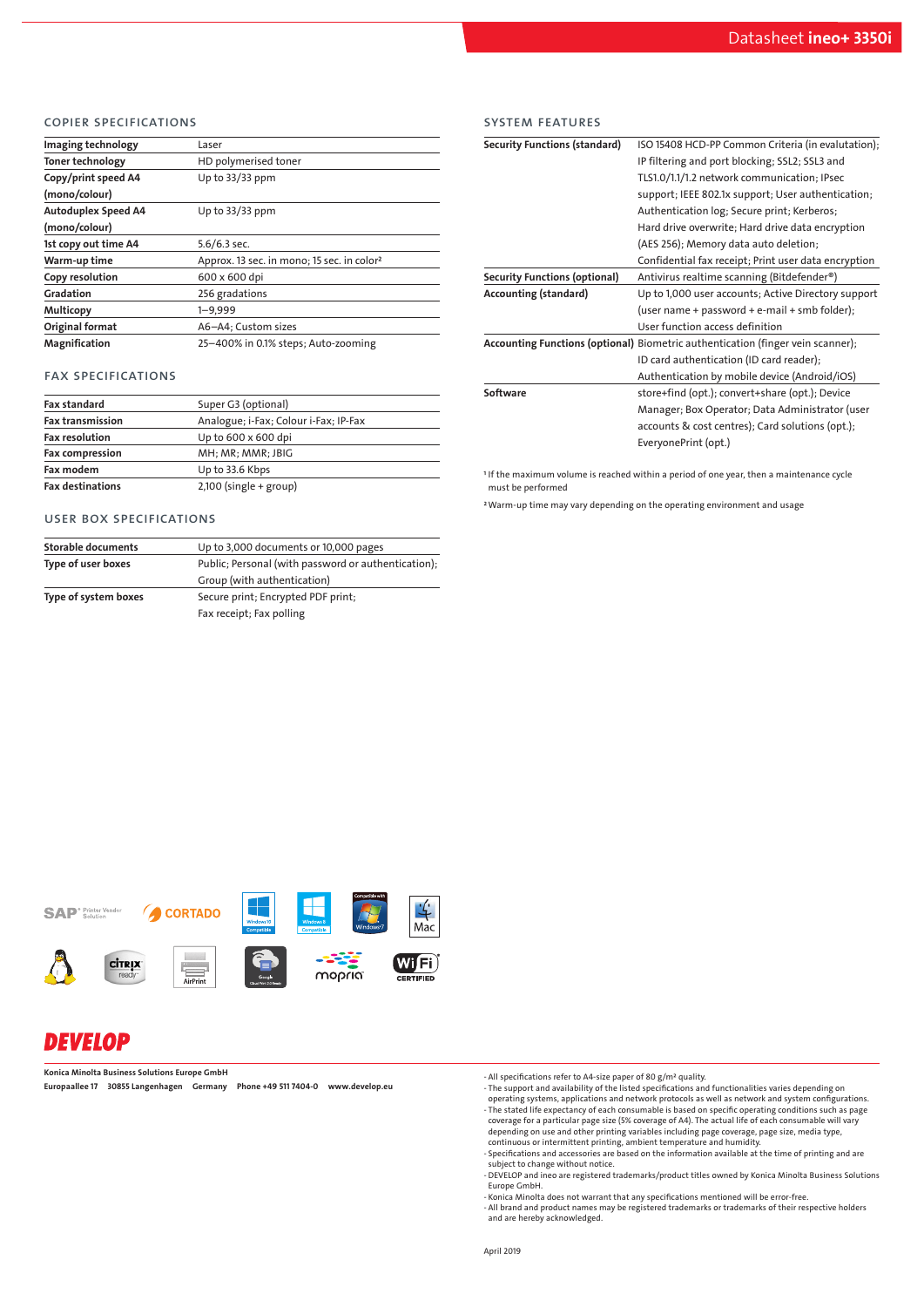## COPIER SPECIFICATIONS

| | |
|---|---|
| **Imaging technology** | Laser |
| **Toner technology** | HD polymerised toner |
| **Copy/print speed A4 (mono/colour)** | Up to 33/33 ppm |
| **Autoduplex Speed A4 (mono/colour)** | Up to 33/33 ppm |
| **1st copy out time A4** | 5.6/6.3 sec. |
| **Warm-up time** | Approx. 13 sec. in mono; 15 sec. in color[2] |
| **Copy resolution** | 600 x 600 dpi |
| **Gradation** | 256 gradations |
| **Multicopy** | 1–9,999 |
| **Original format** | A6–A4; Custom sizes |
| **Magnification** | 25–400% in 0.1% steps; Auto-zooming |

## FAX SPECIFICATIONS

| | |
|---|---|
| **Fax standard** | Super G3 (optional) |
| **Fax transmission** | Analogue; i-Fax; Colour i-Fax; IP-Fax |
| **Fax resolution** | Up to 600 x 600 dpi |
| **Fax compression** | MH; MR; MMR; JBIG |
| **Fax modem** | Up to 33.6 Kbps |
| **Fax destinations** | 2,100 (single + group) |

## USER BOX SPECIFICATIONS

| | |
|---|---|
| **Storable documents** | Up to 3,000 documents or 10,000 pages |
| **Type of user boxes** | Public; Personal (with password or authentication); Group (with authentication) |
| **Type of system boxes** | Secure print; Encrypted PDF print; Fax receipt; Fax polling |

## SYSTEM FEATURES

| | |
|---|---|
| **Security Functions (standard)** | ISO 15408 HCD-PP Common Criteria (in evalutation); IP filtering and port blocking; SSL2; SSL3 and TLS1.0/1.1/1.2 network communication; IPsec support; IEEE 802.1x support; User authentication; Authentication log; Secure print; Kerberos; Hard drive overwrite; Hard drive data encryption (AES 256); Memory data auto deletion; Confidential fax receipt; Print user data encryption |
| **Security Functions (optional)** | Antivirus realtime scanning (Bitdefender®) |
| **Accounting (standard)** | Up to 1,000 user accounts; Active Directory support (user name + password + e-mail + smb folder); User function access definition |
| **Accounting Functions (optional)** | Biometric authentication (finger vein scanner); ID card authentication (ID card reader); Authentication by mobile device (Android/iOS) |
| **Software** | store+find (opt.); convert+share (opt.); Device Manager; Box Operator; Data Administrator (user accounts & cost centres); Card solutions (opt.); EveryonePrint (opt.) |

[1] If the maximum volume is reached within a period of one year, then a maintenance cycle must be performed

[2] Warm-up time may vary depending on the operating environment and usage

DEVELOP

**Konica Minolta Business Solutions Europe GmbH**
**Europaallee 17 30855 Langenhagen Germany Phone +49 511 7404-0 www.develop.eu**

- All specifications refer to A4-size paper of 80 g/m² quality.
- The support and availability of the listed specifications and functionalities varies depending on operating systems, applications and network protocols as well as network and system configurations.
- The stated life expectancy of each consumable is based on specific operating conditions such as page coverage for a particular page size (5% coverage of A4). The actual life of each consumable will vary depending on use and other printing variables including page coverage, page size, media type, continuous or intermittent printing, ambient temperature and humidity.
- Specifications and accessories are based on the information available at the time of printing and are subject to change without notice.
- DEVELOP and ineo are registered trademarks/product titles owned by Konica Minolta Business Solutions Europe GmbH.
- Konica Minolta does not warrant that any specifications mentioned will be error-free.
- All brand and product names may be registered trademarks or trademarks of their respective holders and are hereby acknowledged.

April 2019